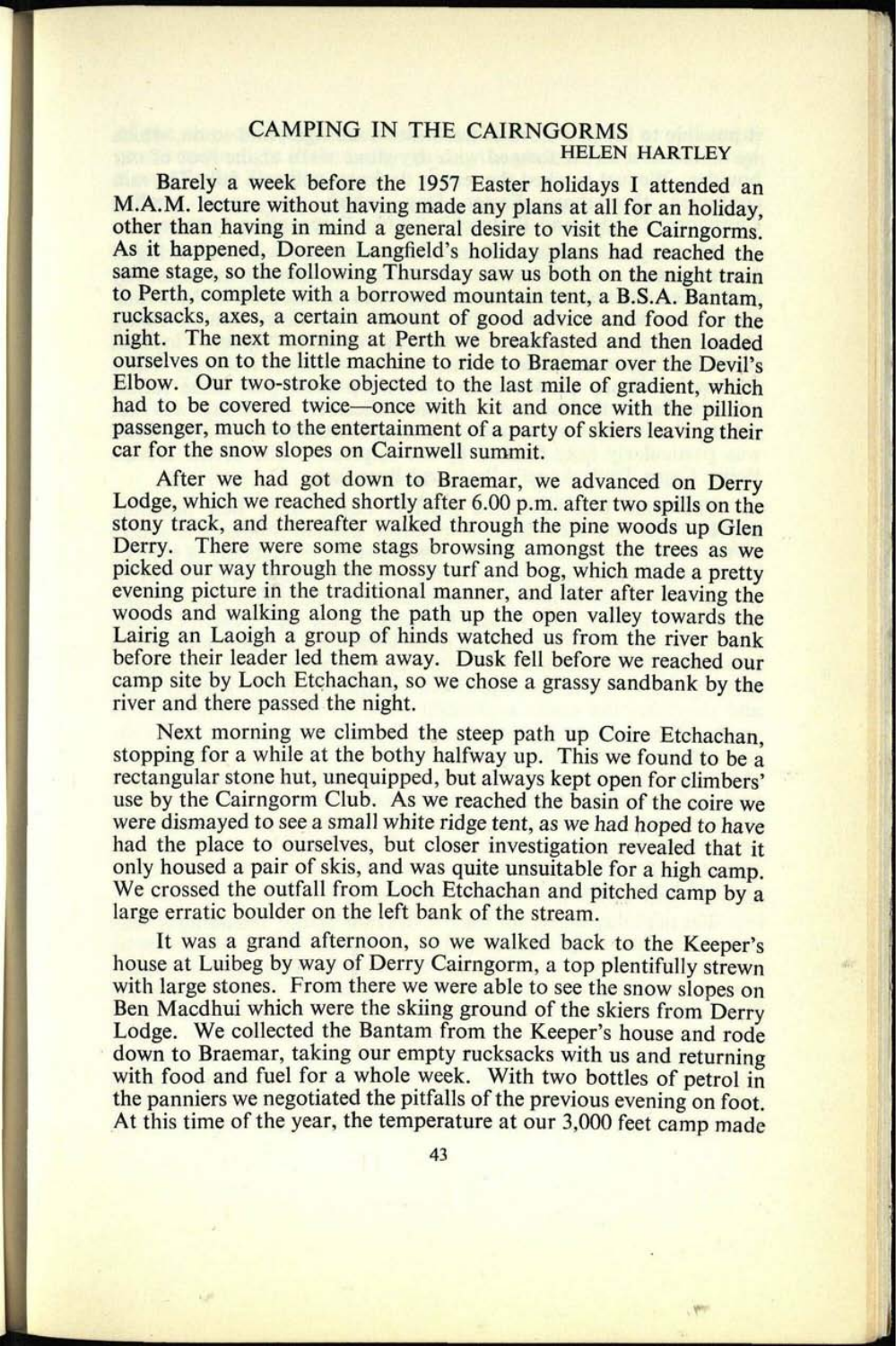# CAMPING IN THE CAIRNGORMS

HELEN HARTLEY

Barely a week before the 1957 Easter holidays I attended an M.A.M. lecture without having made any plans at all for an holiday, other than having in mind a general desire to visit the Cairngorms. As it happened, Doreen Langfield's holiday plans had reached the same stage, so the following Thursday saw us both on the night train to Perth, complete with a borrowed mountain tent, a B.S.A. Bantam, rucksacks, axes, a certain amount of good advice and food for the night. The next morning at Perth we breakfasted and then loaded ourselves on to the little machine to ride to Braemar over the Devil's Elbow. Our two-stroke objected to the last mile of gradient, which had to be covered twice—once with kit and once with the pillion passenger, much to the entertainment of a party of skiers leaving their car for the snow slopes on Cairnwell summit.

After we had got down to Braemar, we advanced on Derry Lodge, which we reached shortly after 6.00 p.m. after two spills on the stony track, and thereafter walked through the pine woods up Glen Derry. There were some stags browsing amongst the trees as we picked our way through the mossy turf and bog, which made a pretty evening picture in the traditional manner, and later after leaving the woods and walking along the path up the open valley towards the Lairig an Laoigh a group of hinds watched us from the river bank before their leader led them away. Dusk fell before we reached our camp site by Loch Etchachan, so we chose a grassy sandbank by the river and there passed the night.

Next morning we climbed the steep path up Coire Etchachan, stopping for a while at the bothy halfway up. This we found to be a rectangular stone hut, unequipped, but always kept open for climbers' use by the Cairngorm Club. As we reached the basin of the coire we were dismayed to see a small white ridge tent, as we had hoped to have had the place to ourselves, but closer investigation revealed that it only housed a pair of skis, and was quite unsuitable for a high camp. We crossed the outfall from Loch Etchachan and pitched camp by a large erratic boulder on the left bank of the stream.

It was a grand afternoon, so we walked back to the Keeper's house at Luibeg by way of Derry Cairngorm, a top plentifully strewn with large stones. From there we were able to see the snow slopes on Ben Macdhui which were the skiing ground of the skiers from Derry Lodge. We collected the Bantam from the Keeper's house and rode down to Braemar, taking our empty rucksacks with us and returning with food and fuel for a whole week. With two bottles of petrol in the panniers we negotiated the pitfalls of the previous evening on foot. At this time of the year, the temperature at our 3,000 feet camp made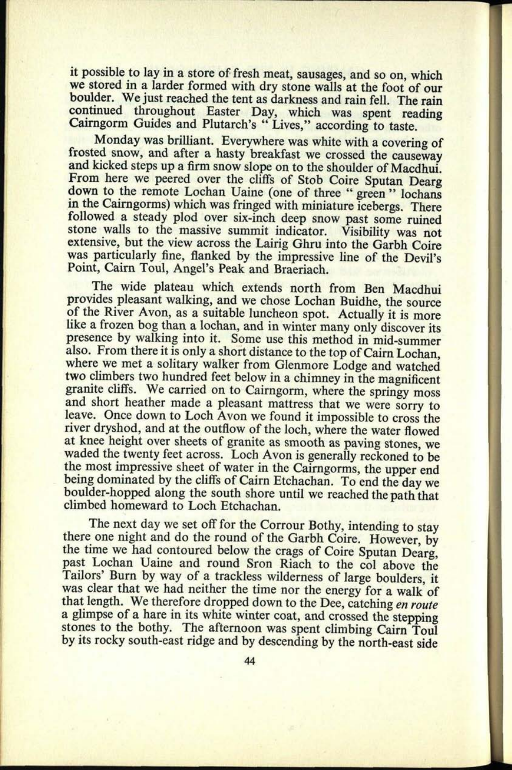it possible to lay in a store of fresh meat, sausages, and so on, which we stored in a larder formed with dry stone walls at the foot of our boulder. We just reached the tent as darkness and rain fell. The rain continued throughout Easter Day, which was spent reading Cairngorm Guides and Plutarch's " Lives," according to taste.

Monday was brilliant. Everywhere was white with a covering of frosted snow, and after a hasty breakfast we crossed the causeway and kicked steps up a firm snow slope on to the shoulder of Macdhui. From here we peered over the cliffs of Stob Coire Sputan Dearg down to the remote Lochan Uaine (one of three " green " lochans in the Cairngorms) which was fringed with miniature icebergs. There followed a steady plod over six-inch deep snow past some ruined stone walls to the massive summit indicator. Visibility was not extensive, but the view across the Lairig Ghru into the Garbh Coire was particularly fine, flanked by the impressive line of the Devil's Point, Cairn Toul, Angel's Peak and Braeriach.

The wide plateau which extends north from Ben Macdhui provides pleasant walking, and we chose Lochan Buidhe, the source of the River Avon, as a suitable luncheon spot. Actually it is more like a frozen bog than a lochan, and in winter many only discover its presence by walking into it. Some use this method in mid-summer also. From there it is only a short distance to the top of Cairn Lochan, where we met a solitary walker from Glenmore Lodge and watched two climbers two hundred feet below in a chimney in the magnificent granite cliffs. We carried on to Cairngorm, where the springy moss and short heather made a pleasant mattress that we were sorry to leave. Once down to Loch Avon we found it impossible to cross the river dryshod, and at the outflow of the loch, where the water flowed at knee height over sheets of granite as smooth as paving stones, we waded the twenty feet across. Loch Avon is generally reckoned to be the most impressive sheet of water in the Cairngorms, the upper end being dominated by the cliffs of Cairn Etchachan. To end the day we boulder-hopped along the south shore until we reached the path that climbed homeward to Loch Etchachan.

The next day we set off for the Corrour Bothy, intending to stay there one night and do the round of the Garbh Coire. However, by the time we had contoured below the crags of Coire Sputan Dearg, past Lochan Uaine and round Sron Riach to the col above the Tailors' Burn by way of a trackless wilderness of large boulders, it was clear that we had neither the time nor the energy for a walk of that length. We therefore dropped down to the Dee, catching *en route* a glimpse of a hare in its white winter coat, and crossed the stepping stones to the bothy. The afternoon was spent climbing Cairn Toul by its rocky south-east ridge and by descending by the north-east side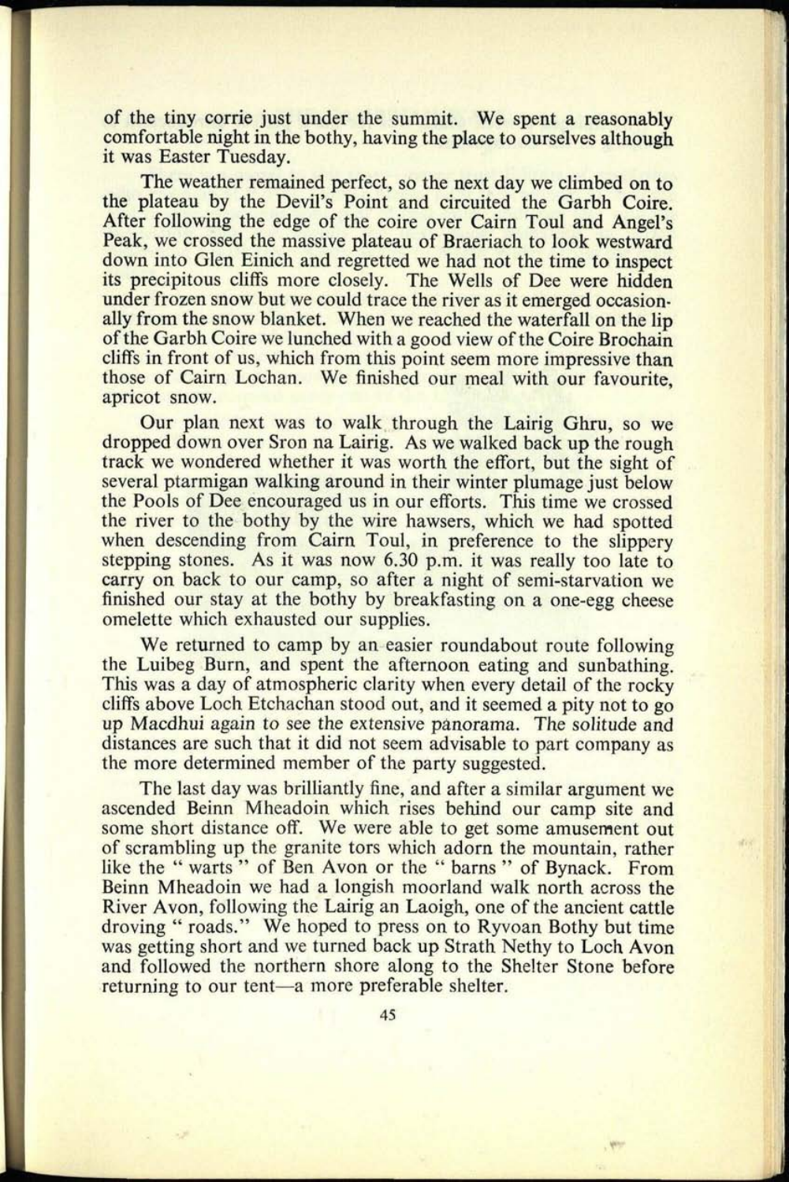of the tiny corrie just under the summit. We spent a reasonably comfortable night in the bothy, having the place to ourselves although it was Easter Tuesday.

The weather remained perfect, so the next day we climbed on to the plateau by the Devil's Point and circuited the Garbh Coire. After following the edge of the coire over Cairn Toul and Angel's Peak, we crossed the massive plateau of Braeriach to look westward down into Glen Einich and regretted we had not the time to inspect its precipitous cliffs more closely. The Wells of Dee were hidden under frozen snow but we could trace the river as it emerged occasionally from the snow blanket. When we reached the waterfall on the lip of the Garbh Coire we lunched with a good view of the Coire Brochain cliffs in front of us, which from this point seem more impressive than those of Cairn Lochan. We finished our meal with our favourite, apricot snow.

Our plan next was to walk through the Lairig Ghru, so we dropped down over Sron na Lairig. As we walked back up the rough track we wondered whether it was worth the effort, but the sight of several ptarmigan walking around in their winter plumage just below the Pools of Dee encouraged us in our efforts. This time we crossed the river to the bothy by the wire hawsers, which we had spotted when descending from Cairn Toul, in preference to the slippery stepping stones. As it was now 6.30 p.m. it was really too late to carry on back to our camp, so after a night of semi-starvation we finished our stay at the bothy by breakfasting on a one-egg cheese omelette which exhausted our supplies.

We returned to camp by an easier roundabout route following the Luibeg Burn, and spent the afternoon eating and sunbathing. This was a day of atmospheric clarity when every detail of the rocky cliffs above Loch Etchachan stood out, and it seemed a pity not to go up Macdhui again to see the extensive panorama. The solitude and distances are such that it did not seem advisable to part company as the more determined member of the party suggested.

The last day was brilliantly fine, and after a similar argument we ascended Beinn Mheadoin which rises behind our camp site and some short distance off. We were able to get some amusement out of scrambling up the granite tors which adorn the mountain, rather like the " warts " of Ben Avon or the " barns " of Bynack. From Beinn Mheadoin we had a longish moorland walk north across the River Avon, following the Lairig an Laoigh, one of the ancient cattle droving " roads." We hoped to press on to Ryvoan Bothy but time was getting short and we turned back up Strath Nethy to Loch Avon and followed the northern shore along to the Shelter Stone before returning to our tent—a more preferable shelter.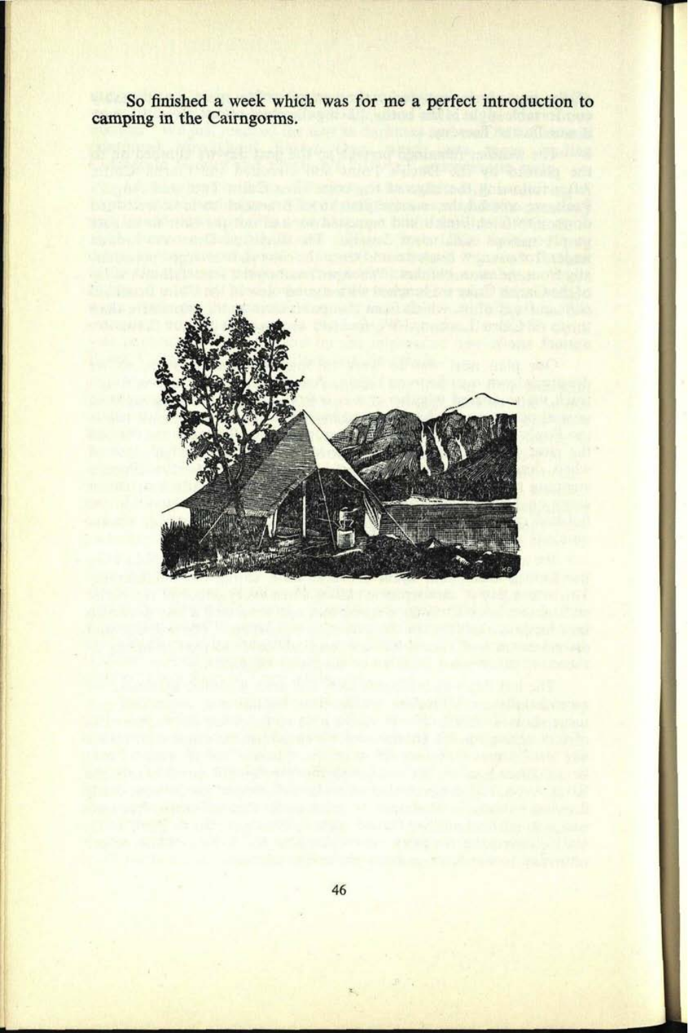So finished a week which was for me a perfect introduction to camping in the Cairngorms.